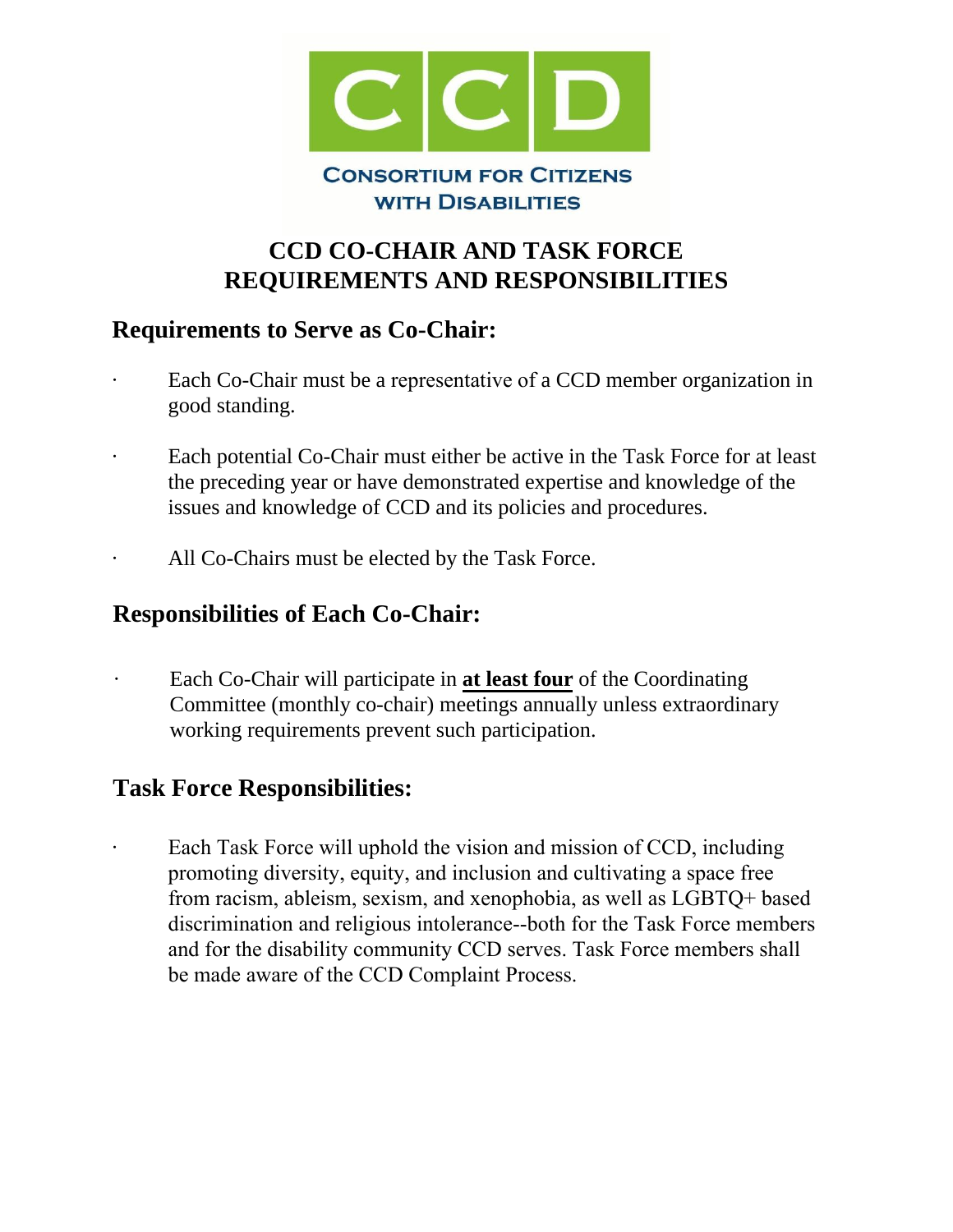CCD

CONSORTIUM FOR CITIZENS WITH DISABILITIES

# CCD CO-CHAIR AND TASK FORCE REQUIREMENTS AND RESPONSIBILITIES

## Requirements to Serve as Co-Chair:

- Each Co-Chair must be a representative of a CCD member organization in good standing.
- Each potential Co-Chair must either be active in the Task Force for at least the preceding year or have demonstrated expertise and knowledge of the issues and knowledge of CCD and its policies and procedures.
- All Co-Chairs must be elected by the Task Force.

## Responsibilities of Each Co-Chair:

- Each Co-Chair will participate in **at least four** of the Coordinating Committee (monthly co-chair) meetings annually unless extraordinary working requirements prevent such participation.

## Task Force Responsibilities:

- Each Task Force will uphold the vision and mission of CCD, including promoting diversity, equity, and inclusion and cultivating a space free from racism, ableism, sexism, and xenophobia, as well as LGBTQ+ based discrimination and religious intolerance--both for the Task Force members and for the disability community CCD serves. Task Force members shall be made aware of the CCD Complaint Process.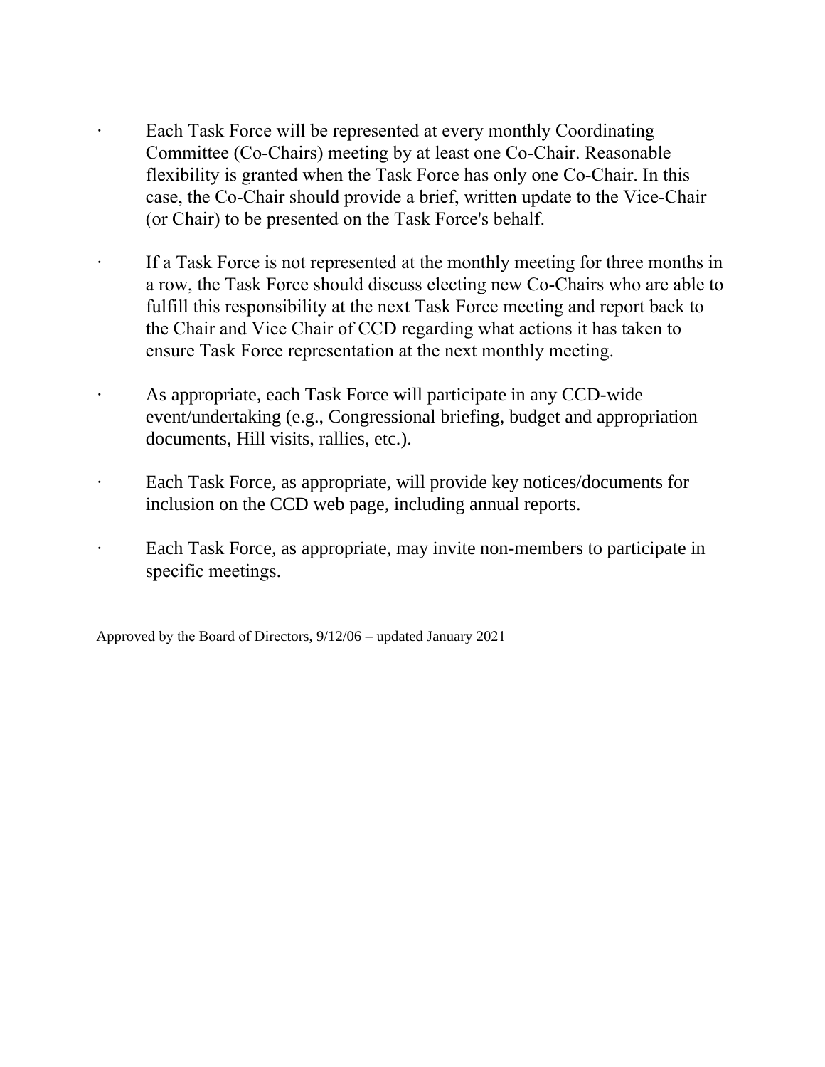- Each Task Force will be represented at every monthly Coordinating Committee (Co-Chairs) meeting by at least one Co-Chair. Reasonable flexibility is granted when the Task Force has only one Co-Chair. In this case, the Co-Chair should provide a brief, written update to the Vice-Chair (or Chair) to be presented on the Task Force's behalf.

- If a Task Force is not represented at the monthly meeting for three months in a row, the Task Force should discuss electing new Co-Chairs who are able to fulfill this responsibility at the next Task Force meeting and report back to the Chair and Vice Chair of CCD regarding what actions it has taken to ensure Task Force representation at the next monthly meeting.

- As appropriate, each Task Force will participate in any CCD-wide event/undertaking (e.g., Congressional briefing, budget and appropriation documents, Hill visits, rallies, etc.).

- Each Task Force, as appropriate, will provide key notices/documents for inclusion on the CCD web page, including annual reports.

- Each Task Force, as appropriate, may invite non-members to participate in specific meetings.

Approved by the Board of Directors, 9/12/06 – updated January 2021